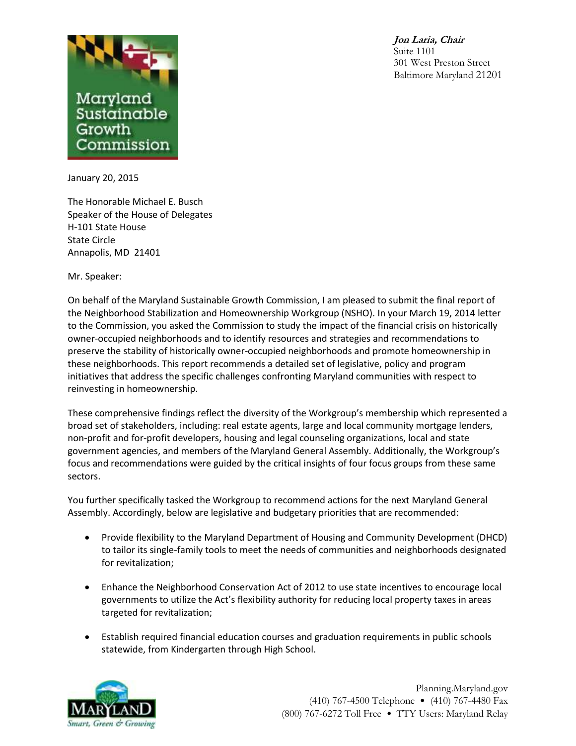Maryland Sustainable Growth Commission

***Jon Laria, Chair***
Suite 1101
301 West Preston Street
Baltimore Maryland 21201

January 20, 2015

The Honorable Michael E. Busch
Speaker of the House of Delegates
H-101 State House
State Circle
Annapolis, MD 21401

Mr. Speaker:

On behalf of the Maryland Sustainable Growth Commission, I am pleased to submit the final report of the Neighborhood Stabilization and Homeownership Workgroup (NSHO). In your March 19, 2014 letter to the Commission, you asked the Commission to study the impact of the financial crisis on historically owner-occupied neighborhoods and to identify resources and strategies and recommendations to preserve the stability of historically owner-occupied neighborhoods and promote homeownership in these neighborhoods. This report recommends a detailed set of legislative, policy and program initiatives that address the specific challenges confronting Maryland communities with respect to reinvesting in homeownership.

These comprehensive findings reflect the diversity of the Workgroup's membership which represented a broad set of stakeholders, including: real estate agents, large and local community mortgage lenders, non-profit and for-profit developers, housing and legal counseling organizations, local and state government agencies, and members of the Maryland General Assembly. Additionally, the Workgroup's focus and recommendations were guided by the critical insights of four focus groups from these same sectors.

You further specifically tasked the Workgroup to recommend actions for the next Maryland General Assembly. Accordingly, below are legislative and budgetary priorities that are recommended:

- Provide flexibility to the Maryland Department of Housing and Community Development (DHCD) to tailor its single-family tools to meet the needs of communities and neighborhoods designated for revitalization;
- Enhance the Neighborhood Conservation Act of 2012 to use state incentives to encourage local governments to utilize the Act's flexibility authority for reducing local property taxes in areas targeted for revitalization;
- Establish required financial education courses and graduation requirements in public schools statewide, from Kindergarten through High School.

MARYLAND
*Smart, Green & Growing*

Planning.Maryland.gov
(410) 767-4500 Telephone • (410) 767-4480 Fax
(800) 767-6272 Toll Free • TTY Users: Maryland Relay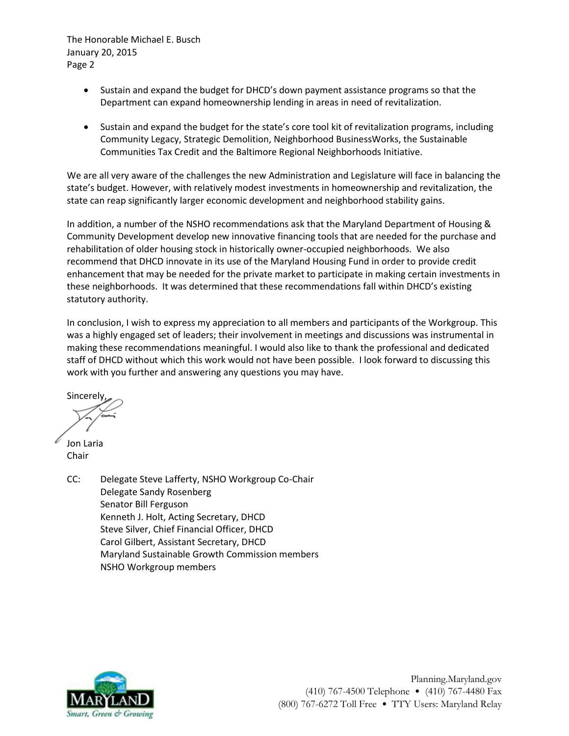- Sustain and expand the budget for DHCD's down payment assistance programs so that the Department can expand homeownership lending in areas in need of revitalization.

- Sustain and expand the budget for the state's core tool kit of revitalization programs, including Community Legacy, Strategic Demolition, Neighborhood BusinessWorks, the Sustainable Communities Tax Credit and the Baltimore Regional Neighborhoods Initiative.

We are all very aware of the challenges the new Administration and Legislature will face in balancing the state's budget. However, with relatively modest investments in homeownership and revitalization, the state can reap significantly larger economic development and neighborhood stability gains.

In addition, a number of the NSHO recommendations ask that the Maryland Department of Housing & Community Development develop new innovative financing tools that are needed for the purchase and rehabilitation of older housing stock in historically owner-occupied neighborhoods. We also recommend that DHCD innovate in its use of the Maryland Housing Fund in order to provide credit enhancement that may be needed for the private market to participate in making certain investments in these neighborhoods. It was determined that these recommendations fall within DHCD's existing statutory authority.

In conclusion, I wish to express my appreciation to all members and participants of the Workgroup. This was a highly engaged set of leaders; their involvement in meetings and discussions was instrumental in making these recommendations meaningful. I would also like to thank the professional and dedicated staff of DHCD without which this work would not have been possible. I look forward to discussing this work with you further and answering any questions you may have.

Sincerely,

Jon Laria
Chair

CC: Delegate Steve Lafferty, NSHO Workgroup Co-Chair
Delegate Sandy Rosenberg
Senator Bill Ferguson
Kenneth J. Holt, Acting Secretary, DHCD
Steve Silver, Chief Financial Officer, DHCD
Carol Gilbert, Assistant Secretary, DHCD
Maryland Sustainable Growth Commission members
NSHO Workgroup members

Planning.Maryland.gov
(410) 767-4500 Telephone • (410) 767-4480 Fax
(800) 767-6272 Toll Free • TTY Users: Maryland Relay